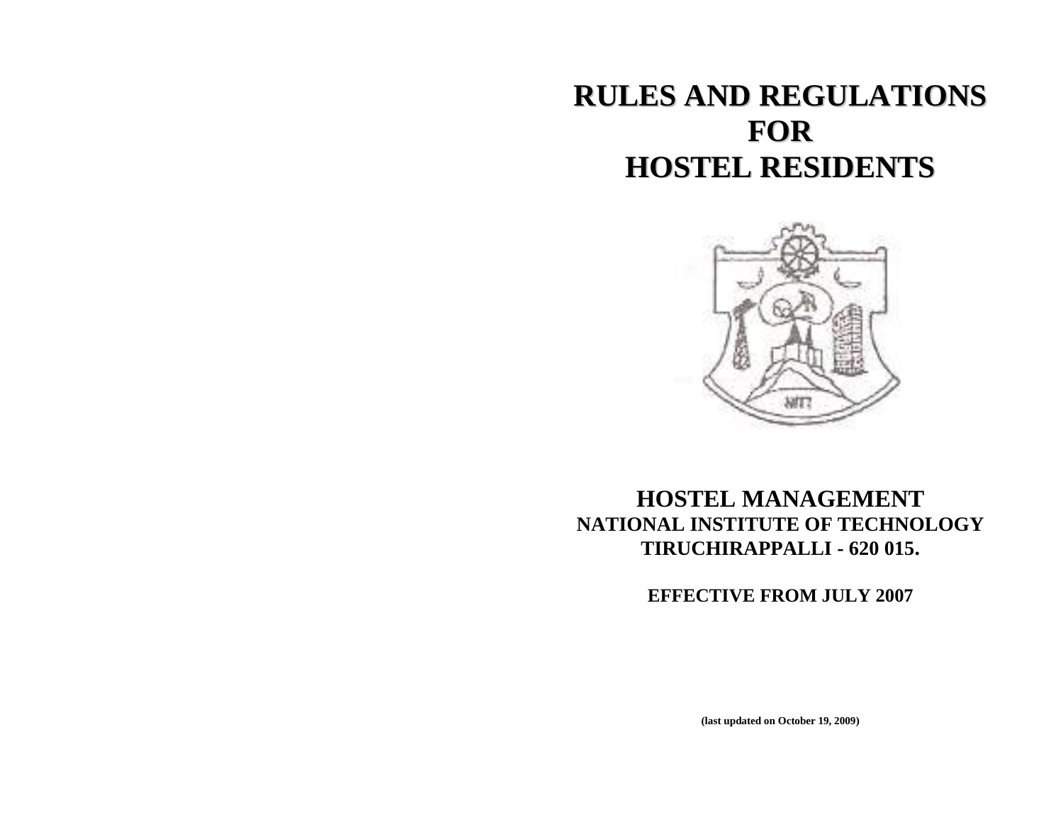# RULES AND REGULATIONS FOR HOSTEL RESIDENTS

## HOSTEL MANAGEMENT
**NATIONAL INSTITUTE OF TECHNOLOGY**
**TIRUCHIRAPPALLI - 620 015.**

**EFFECTIVE FROM JULY 2007**

**(last updated on October 19, 2009)**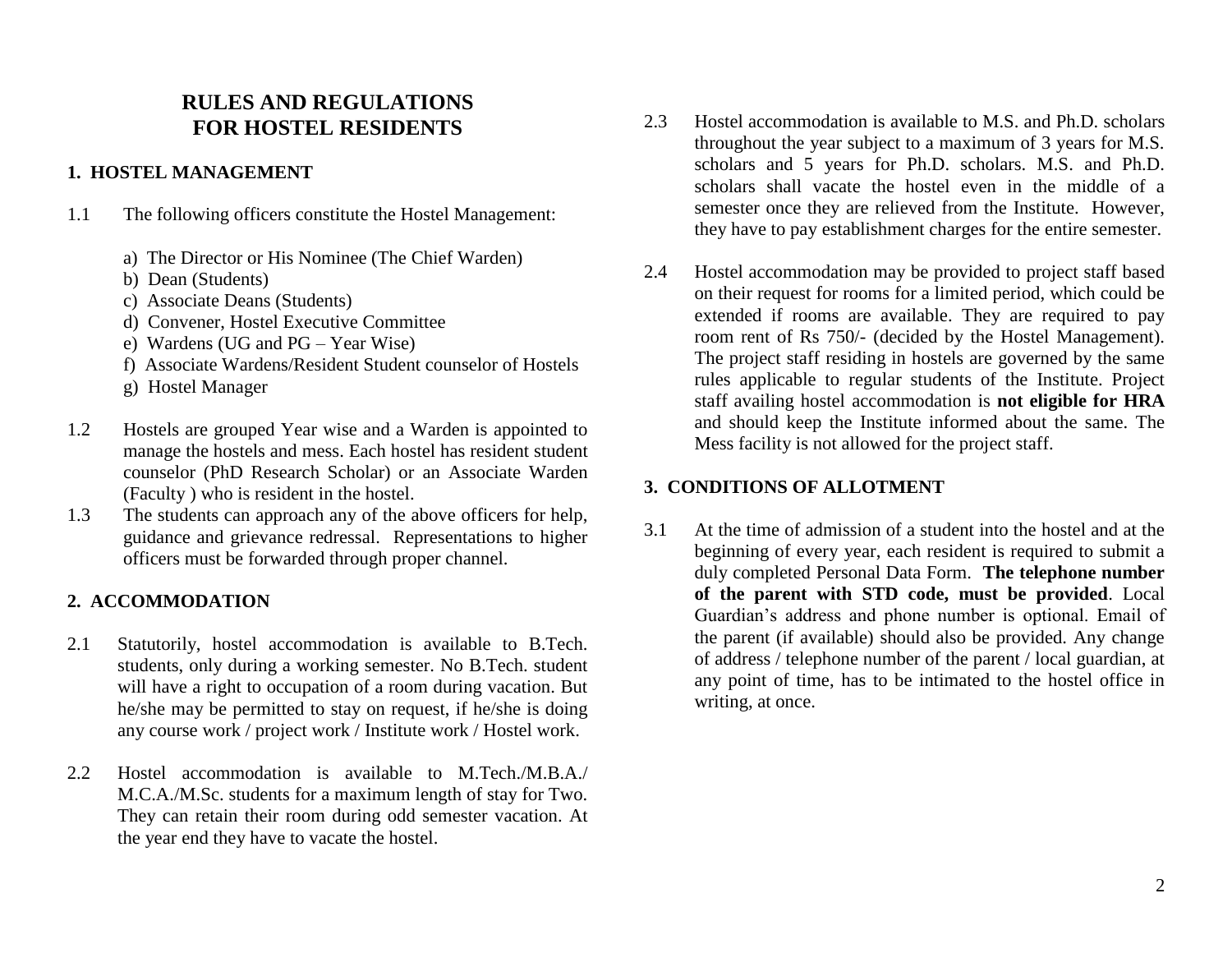# RULES AND REGULATIONS FOR HOSTEL RESIDENTS

## 1. HOSTEL MANAGEMENT

1.1 The following officers constitute the Hostel Management:

a) The Director or His Nominee (The Chief Warden)
b) Dean (Students)
c) Associate Deans (Students)
d) Convener, Hostel Executive Committee
e) Wardens (UG and PG – Year Wise)
f) Associate Wardens/Resident Student counselor of Hostels
g) Hostel Manager

1.2 Hostels are grouped Year wise and a Warden is appointed to manage the hostels and mess. Each hostel has resident student counselor (PhD Research Scholar) or an Associate Warden (Faculty ) who is resident in the hostel.

1.3 The students can approach any of the above officers for help, guidance and grievance redressal. Representations to higher officers must be forwarded through proper channel.

## 2. ACCOMMODATION

2.1 Statutorily, hostel accommodation is available to B.Tech. students, only during a working semester. No B.Tech. student will have a right to occupation of a room during vacation. But he/she may be permitted to stay on request, if he/she is doing any course work / project work / Institute work / Hostel work.

2.2 Hostel accommodation is available to M.Tech./M.B.A./ M.C.A./M.Sc. students for a maximum length of stay for Two. They can retain their room during odd semester vacation. At the year end they have to vacate the hostel.

2.3 Hostel accommodation is available to M.S. and Ph.D. scholars throughout the year subject to a maximum of 3 years for M.S. scholars and 5 years for Ph.D. scholars. M.S. and Ph.D. scholars shall vacate the hostel even in the middle of a semester once they are relieved from the Institute. However, they have to pay establishment charges for the entire semester.

2.4 Hostel accommodation may be provided to project staff based on their request for rooms for a limited period, which could be extended if rooms are available. They are required to pay room rent of Rs 750/- (decided by the Hostel Management). The project staff residing in hostels are governed by the same rules applicable to regular students of the Institute. Project staff availing hostel accommodation is **not eligible for HRA** and should keep the Institute informed about the same. The Mess facility is not allowed for the project staff.

## 3. CONDITIONS OF ALLOTMENT

3.1 At the time of admission of a student into the hostel and at the beginning of every year, each resident is required to submit a duly completed Personal Data Form. **The telephone number of the parent with STD code, must be provided**. Local Guardian's address and phone number is optional. Email of the parent (if available) should also be provided. Any change of address / telephone number of the parent / local guardian, at any point of time, has to be intimated to the hostel office in writing, at once.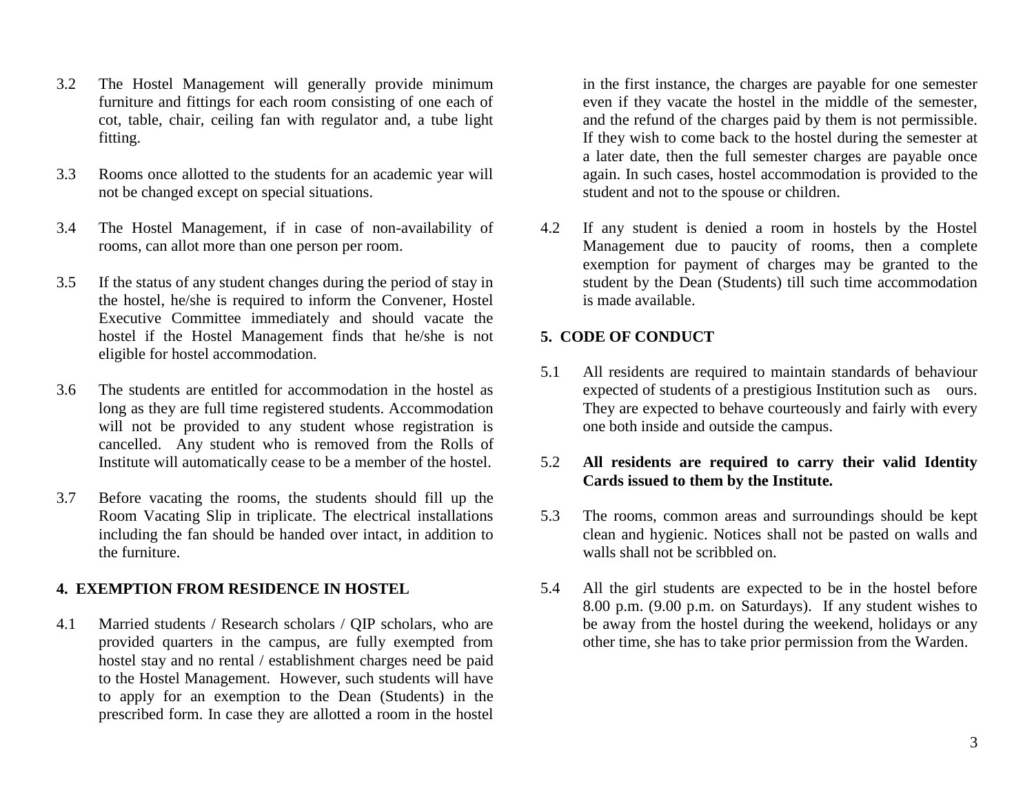3.2 The Hostel Management will generally provide minimum furniture and fittings for each room consisting of one each of cot, table, chair, ceiling fan with regulator and, a tube light fitting.

3.3 Rooms once allotted to the students for an academic year will not be changed except on special situations.

3.4 The Hostel Management, if in case of non-availability of rooms, can allot more than one person per room.

3.5 If the status of any student changes during the period of stay in the hostel, he/she is required to inform the Convener, Hostel Executive Committee immediately and should vacate the hostel if the Hostel Management finds that he/she is not eligible for hostel accommodation.

3.6 The students are entitled for accommodation in the hostel as long as they are full time registered students. Accommodation will not be provided to any student whose registration is cancelled. Any student who is removed from the Rolls of Institute will automatically cease to be a member of the hostel.

3.7 Before vacating the rooms, the students should fill up the Room Vacating Slip in triplicate. The electrical installations including the fan should be handed over intact, in addition to the furniture.

## 4. EXEMPTION FROM RESIDENCE IN HOSTEL

4.1 Married students / Research scholars / QIP scholars, who are provided quarters in the campus, are fully exempted from hostel stay and no rental / establishment charges need be paid to the Hostel Management. However, such students will have to apply for an exemption to the Dean (Students) in the prescribed form. In case they are allotted a room in the hostel in the first instance, the charges are payable for one semester even if they vacate the hostel in the middle of the semester, and the refund of the charges paid by them is not permissible. If they wish to come back to the hostel during the semester at a later date, then the full semester charges are payable once again. In such cases, hostel accommodation is provided to the student and not to the spouse or children.

4.2 If any student is denied a room in hostels by the Hostel Management due to paucity of rooms, then a complete exemption for payment of charges may be granted to the student by the Dean (Students) till such time accommodation is made available.

## 5. CODE OF CONDUCT

5.1 All residents are required to maintain standards of behaviour expected of students of a prestigious Institution such as ours. They are expected to behave courteously and fairly with every one both inside and outside the campus.

5.2 **All residents are required to carry their valid Identity Cards issued to them by the Institute.**

5.3 The rooms, common areas and surroundings should be kept clean and hygienic. Notices shall not be pasted on walls and walls shall not be scribbled on.

5.4 All the girl students are expected to be in the hostel before 8.00 p.m. (9.00 p.m. on Saturdays). If any student wishes to be away from the hostel during the weekend, holidays or any other time, she has to take prior permission from the Warden.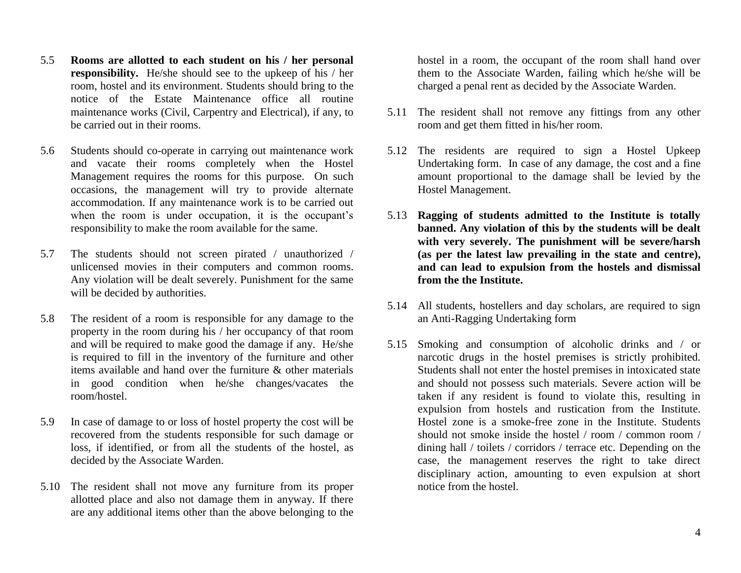5.5 **Rooms are allotted to each student on his / her personal responsibility.** He/she should see to the upkeep of his / her room, hostel and its environment. Students should bring to the notice of the Estate Maintenance office all routine maintenance works (Civil, Carpentry and Electrical), if any, to be carried out in their rooms.

5.6 Students should co-operate in carrying out maintenance work and vacate their rooms completely when the Hostel Management requires the rooms for this purpose. On such occasions, the management will try to provide alternate accommodation. If any maintenance work is to be carried out when the room is under occupation, it is the occupant's responsibility to make the room available for the same.

5.7 The students should not screen pirated / unauthorized / unlicensed movies in their computers and common rooms. Any violation will be dealt severely. Punishment for the same will be decided by authorities.

5.8 The resident of a room is responsible for any damage to the property in the room during his / her occupancy of that room and will be required to make good the damage if any. He/she is required to fill in the inventory of the furniture and other items available and hand over the furniture & other materials in good condition when he/she changes/vacates the room/hostel.

5.9 In case of damage to or loss of hostel property the cost will be recovered from the students responsible for such damage or loss, if identified, or from all the students of the hostel, as decided by the Associate Warden.

5.10 The resident shall not move any furniture from its proper allotted place and also not damage them in anyway. If there are any additional items other than the above belonging to the hostel in a room, the occupant of the room shall hand over them to the Associate Warden, failing which he/she will be charged a penal rent as decided by the Associate Warden.

5.11 The resident shall not remove any fittings from any other room and get them fitted in his/her room.

5.12 The residents are required to sign a Hostel Upkeep Undertaking form. In case of any damage, the cost and a fine amount proportional to the damage shall be levied by the Hostel Management.

5.13 **Ragging of students admitted to the Institute is totally banned. Any violation of this by the students will be dealt with very severely. The punishment will be severe/harsh (as per the latest law prevailing in the state and centre), and can lead to expulsion from the hostels and dismissal from the the Institute.**

5.14 All students, hostellers and day scholars, are required to sign an Anti-Ragging Undertaking form

5.15 Smoking and consumption of alcoholic drinks and / or narcotic drugs in the hostel premises is strictly prohibited. Students shall not enter the hostel premises in intoxicated state and should not possess such materials. Severe action will be taken if any resident is found to violate this, resulting in expulsion from hostels and rustication from the Institute. Hostel zone is a smoke-free zone in the Institute. Students should not smoke inside the hostel / room / common room / dining hall / toilets / corridors / terrace etc. Depending on the case, the management reserves the right to take direct disciplinary action, amounting to even expulsion at short notice from the hostel.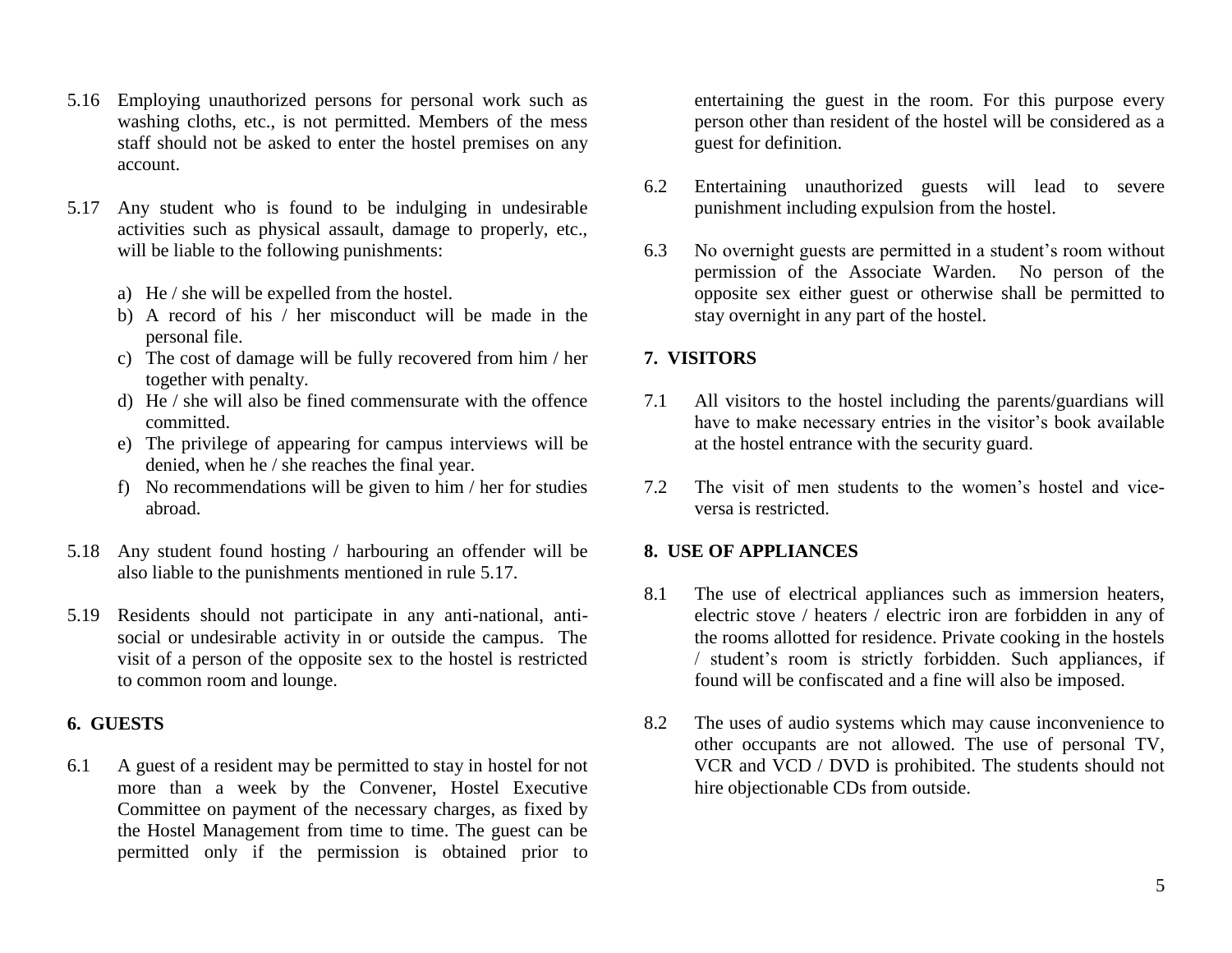5.16 Employing unauthorized persons for personal work such as washing cloths, etc., is not permitted. Members of the mess staff should not be asked to enter the hostel premises on any account.

5.17 Any student who is found to be indulging in undesirable activities such as physical assault, damage to properly, etc., will be liable to the following punishments:

a) He / she will be expelled from the hostel.
b) A record of his / her misconduct will be made in the personal file.
c) The cost of damage will be fully recovered from him / her together with penalty.
d) He / she will also be fined commensurate with the offence committed.
e) The privilege of appearing for campus interviews will be denied, when he / she reaches the final year.
f) No recommendations will be given to him / her for studies abroad.

5.18 Any student found hosting / harbouring an offender will be also liable to the punishments mentioned in rule 5.17.

5.19 Residents should not participate in any anti-national, anti-social or undesirable activity in or outside the campus. The visit of a person of the opposite sex to the hostel is restricted to common room and lounge.

## 6. GUESTS

6.1 A guest of a resident may be permitted to stay in hostel for not more than a week by the Convener, Hostel Executive Committee on payment of the necessary charges, as fixed by the Hostel Management from time to time. The guest can be permitted only if the permission is obtained prior to entertaining the guest in the room. For this purpose every person other than resident of the hostel will be considered as a guest for definition.

6.2 Entertaining unauthorized guests will lead to severe punishment including expulsion from the hostel.

6.3 No overnight guests are permitted in a student's room without permission of the Associate Warden. No person of the opposite sex either guest or otherwise shall be permitted to stay overnight in any part of the hostel.

## 7. VISITORS

7.1 All visitors to the hostel including the parents/guardians will have to make necessary entries in the visitor's book available at the hostel entrance with the security guard.

7.2 The visit of men students to the women's hostel and vice-versa is restricted.

## 8. USE OF APPLIANCES

8.1 The use of electrical appliances such as immersion heaters, electric stove / heaters / electric iron are forbidden in any of the rooms allotted for residence. Private cooking in the hostels / student's room is strictly forbidden. Such appliances, if found will be confiscated and a fine will also be imposed.

8.2 The uses of audio systems which may cause inconvenience to other occupants are not allowed. The use of personal TV, VCR and VCD / DVD is prohibited. The students should not hire objectionable CDs from outside.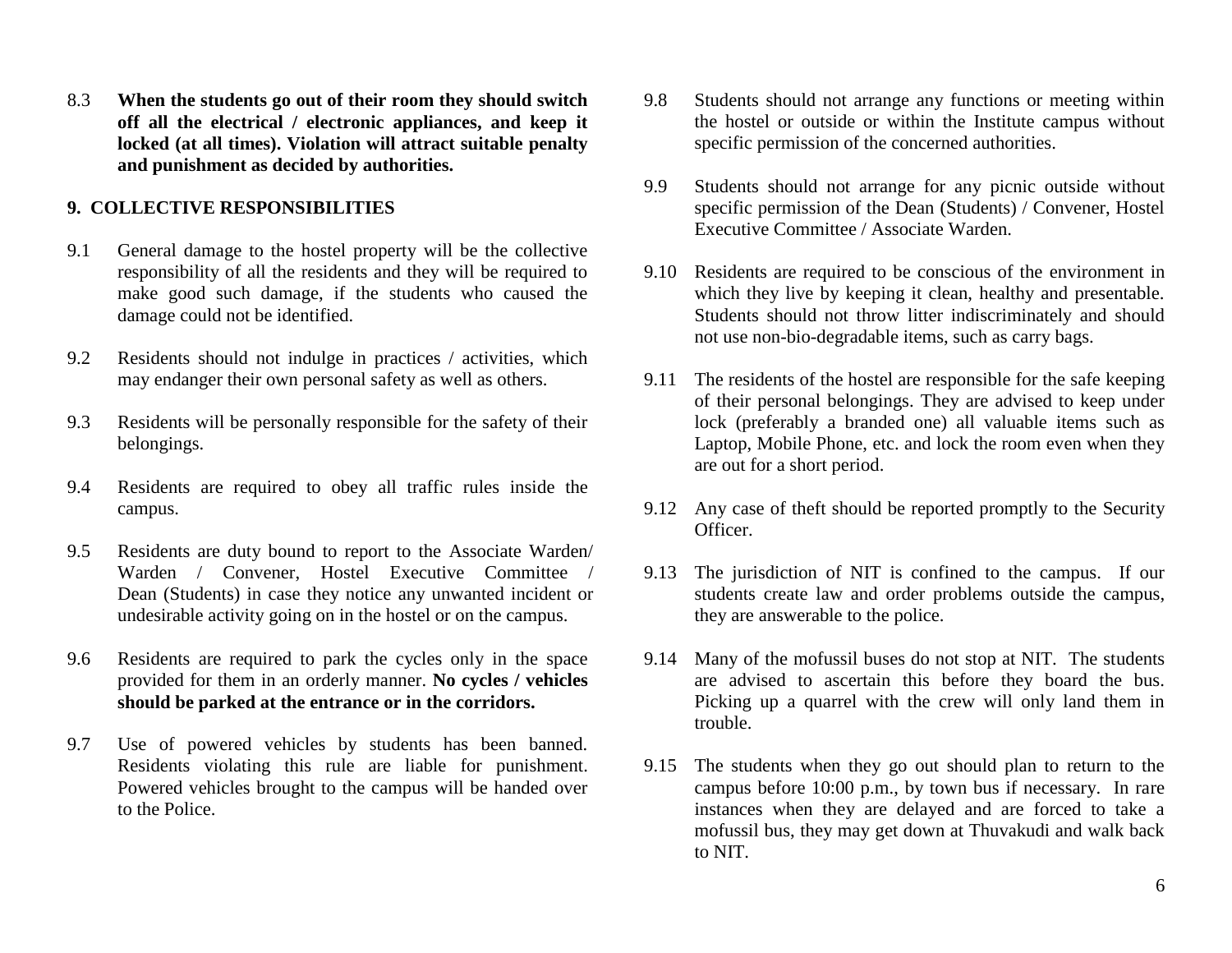8.3 **When the students go out of their room they should switch off all the electrical / electronic appliances, and keep it locked (at all times). Violation will attract suitable penalty and punishment as decided by authorities.**

## 9. COLLECTIVE RESPONSIBILITIES

9.1 General damage to the hostel property will be the collective responsibility of all the residents and they will be required to make good such damage, if the students who caused the damage could not be identified.

9.2 Residents should not indulge in practices / activities, which may endanger their own personal safety as well as others.

9.3 Residents will be personally responsible for the safety of their belongings.

9.4 Residents are required to obey all traffic rules inside the campus.

9.5 Residents are duty bound to report to the Associate Warden/ Warden / Convener, Hostel Executive Committee / Dean (Students) in case they notice any unwanted incident or undesirable activity going on in the hostel or on the campus.

9.6 Residents are required to park the cycles only in the space provided for them in an orderly manner. **No cycles / vehicles should be parked at the entrance or in the corridors.**

9.7 Use of powered vehicles by students has been banned. Residents violating this rule are liable for punishment. Powered vehicles brought to the campus will be handed over to the Police.

9.8 Students should not arrange any functions or meeting within the hostel or outside or within the Institute campus without specific permission of the concerned authorities.

9.9 Students should not arrange for any picnic outside without specific permission of the Dean (Students) / Convener, Hostel Executive Committee / Associate Warden.

9.10 Residents are required to be conscious of the environment in which they live by keeping it clean, healthy and presentable. Students should not throw litter indiscriminately and should not use non-bio-degradable items, such as carry bags.

9.11 The residents of the hostel are responsible for the safe keeping of their personal belongings. They are advised to keep under lock (preferably a branded one) all valuable items such as Laptop, Mobile Phone, etc. and lock the room even when they are out for a short period.

9.12 Any case of theft should be reported promptly to the Security Officer.

9.13 The jurisdiction of NIT is confined to the campus. If our students create law and order problems outside the campus, they are answerable to the police.

9.14 Many of the mofussil buses do not stop at NIT. The students are advised to ascertain this before they board the bus. Picking up a quarrel with the crew will only land them in trouble.

9.15 The students when they go out should plan to return to the campus before 10:00 p.m., by town bus if necessary. In rare instances when they are delayed and are forced to take a mofussil bus, they may get down at Thuvakudi and walk back to NIT.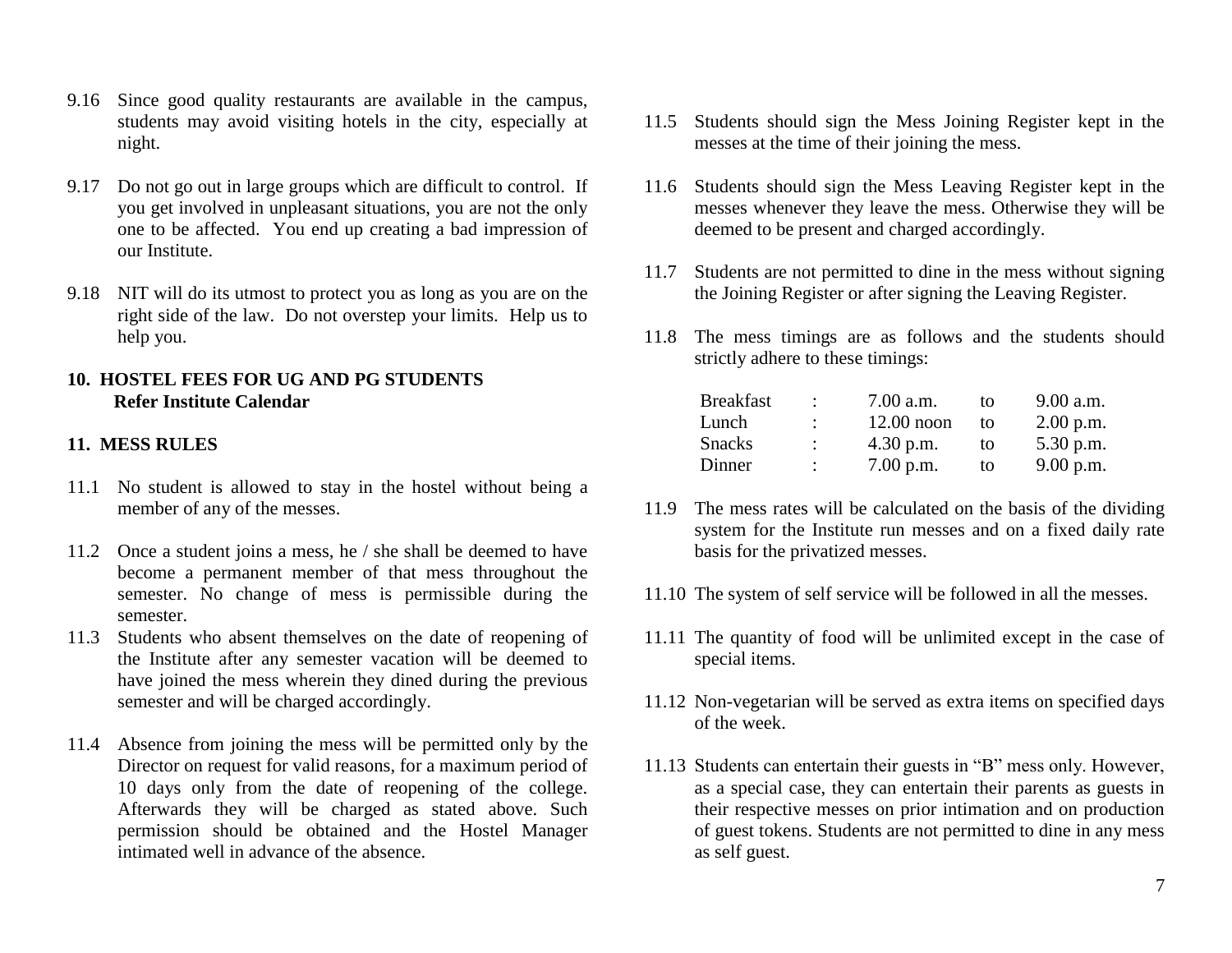9.16 Since good quality restaurants are available in the campus, students may avoid visiting hotels in the city, especially at night.

9.17 Do not go out in large groups which are difficult to control. If you get involved in unpleasant situations, you are not the only one to be affected. You end up creating a bad impression of our Institute.

9.18 NIT will do its utmost to protect you as long as you are on the right side of the law. Do not overstep your limits. Help us to help you.

## 10. HOSTEL FEES FOR UG AND PG STUDENTS

**Refer Institute Calendar**

## 11. MESS RULES

11.1 No student is allowed to stay in the hostel without being a member of any of the messes.

11.2 Once a student joins a mess, he / she shall be deemed to have become a permanent member of that mess throughout the semester. No change of mess is permissible during the semester.

11.3 Students who absent themselves on the date of reopening of the Institute after any semester vacation will be deemed to have joined the mess wherein they dined during the previous semester and will be charged accordingly.

11.4 Absence from joining the mess will be permitted only by the Director on request for valid reasons, for a maximum period of 10 days only from the date of reopening of the college. Afterwards they will be charged as stated above. Such permission should be obtained and the Hostel Manager intimated well in advance of the absence.

11.5 Students should sign the Mess Joining Register kept in the messes at the time of their joining the mess.

11.6 Students should sign the Mess Leaving Register kept in the messes whenever they leave the mess. Otherwise they will be deemed to be present and charged accordingly.

11.7 Students are not permitted to dine in the mess without signing the Joining Register or after signing the Leaving Register.

11.8 The mess timings are as follows and the students should strictly adhere to these timings:

| | | | | |
|---|---|---|---|---|
| Breakfast | : | 7.00 a.m. | to | 9.00 a.m. |
| Lunch | : | 12.00 noon | to | 2.00 p.m. |
| Snacks | : | 4.30 p.m. | to | 5.30 p.m. |
| Dinner | : | 7.00 p.m. | to | 9.00 p.m. |

11.9 The mess rates will be calculated on the basis of the dividing system for the Institute run messes and on a fixed daily rate basis for the privatized messes.

11.10 The system of self service will be followed in all the messes.

11.11 The quantity of food will be unlimited except in the case of special items.

11.12 Non-vegetarian will be served as extra items on specified days of the week.

11.13 Students can entertain their guests in "B" mess only. However, as a special case, they can entertain their parents as guests in their respective messes on prior intimation and on production of guest tokens. Students are not permitted to dine in any mess as self guest.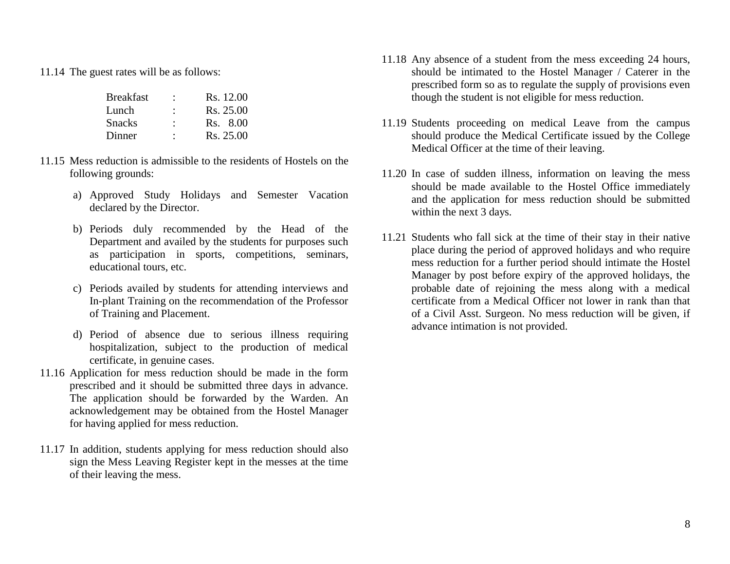11.14 The guest rates will be as follows:

| | | |
|---|---|---|
| Breakfast | : | Rs. 12.00 |
| Lunch | : | Rs. 25.00 |
| Snacks | : | Rs. 8.00 |
| Dinner | : | Rs. 25.00 |

11.15 Mess reduction is admissible to the residents of Hostels on the following grounds:

a) Approved Study Holidays and Semester Vacation declared by the Director.

b) Periods duly recommended by the Head of the Department and availed by the students for purposes such as participation in sports, competitions, seminars, educational tours, etc.

c) Periods availed by students for attending interviews and In-plant Training on the recommendation of the Professor of Training and Placement.

d) Period of absence due to serious illness requiring hospitalization, subject to the production of medical certificate, in genuine cases.

11.16 Application for mess reduction should be made in the form prescribed and it should be submitted three days in advance. The application should be forwarded by the Warden. An acknowledgement may be obtained from the Hostel Manager for having applied for mess reduction.

11.17 In addition, students applying for mess reduction should also sign the Mess Leaving Register kept in the messes at the time of their leaving the mess.

11.18 Any absence of a student from the mess exceeding 24 hours, should be intimated to the Hostel Manager / Caterer in the prescribed form so as to regulate the supply of provisions even though the student is not eligible for mess reduction.

11.19 Students proceeding on medical Leave from the campus should produce the Medical Certificate issued by the College Medical Officer at the time of their leaving.

11.20 In case of sudden illness, information on leaving the mess should be made available to the Hostel Office immediately and the application for mess reduction should be submitted within the next 3 days.

11.21 Students who fall sick at the time of their stay in their native place during the period of approved holidays and who require mess reduction for a further period should intimate the Hostel Manager by post before expiry of the approved holidays, the probable date of rejoining the mess along with a medical certificate from a Medical Officer not lower in rank than that of a Civil Asst. Surgeon. No mess reduction will be given, if advance intimation is not provided.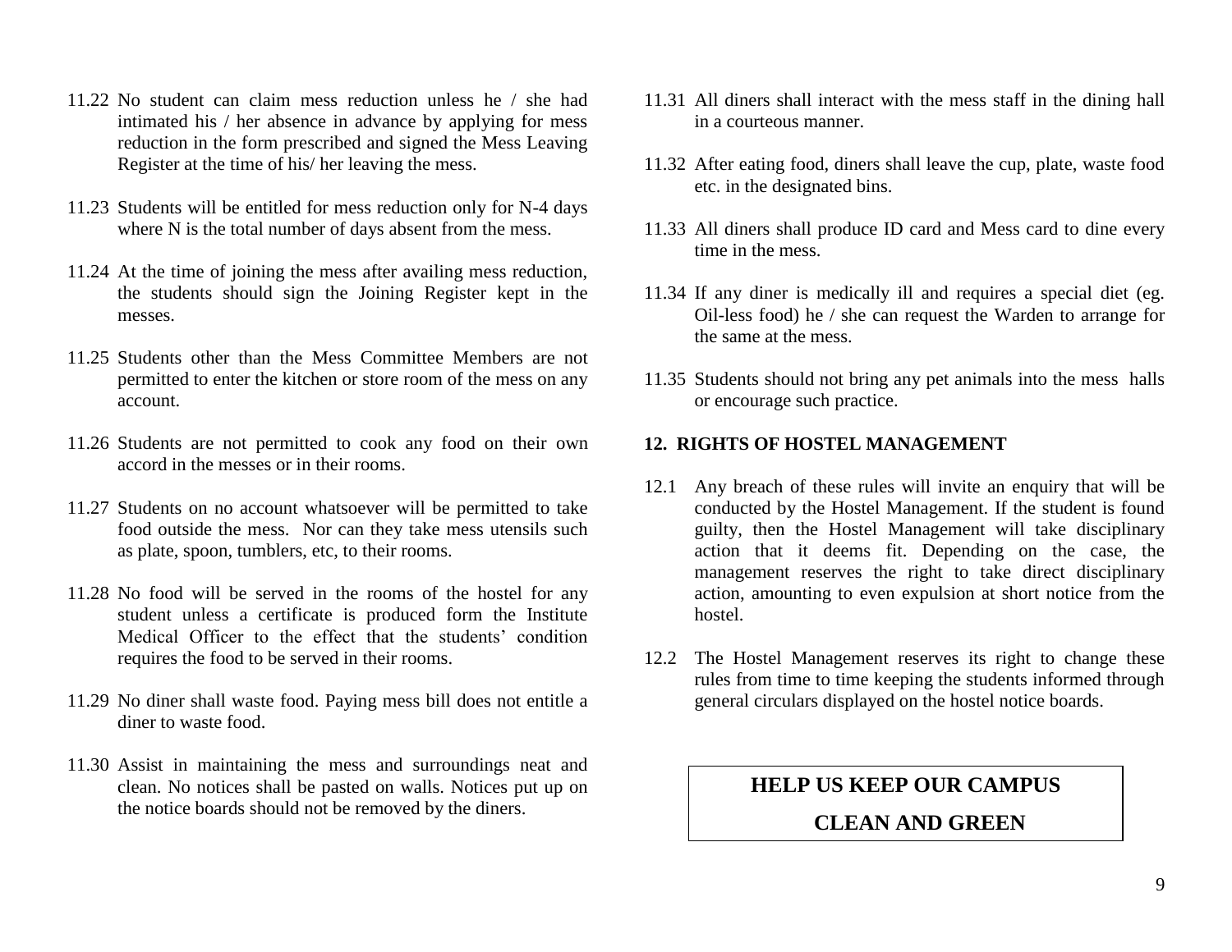11.22 No student can claim mess reduction unless he / she had intimated his / her absence in advance by applying for mess reduction in the form prescribed and signed the Mess Leaving Register at the time of his/ her leaving the mess.

11.23 Students will be entitled for mess reduction only for N-4 days where N is the total number of days absent from the mess.

11.24 At the time of joining the mess after availing mess reduction, the students should sign the Joining Register kept in the messes.

11.25 Students other than the Mess Committee Members are not permitted to enter the kitchen or store room of the mess on any account.

11.26 Students are not permitted to cook any food on their own accord in the messes or in their rooms.

11.27 Students on no account whatsoever will be permitted to take food outside the mess. Nor can they take mess utensils such as plate, spoon, tumblers, etc, to their rooms.

11.28 No food will be served in the rooms of the hostel for any student unless a certificate is produced form the Institute Medical Officer to the effect that the students' condition requires the food to be served in their rooms.

11.29 No diner shall waste food. Paying mess bill does not entitle a diner to waste food.

11.30 Assist in maintaining the mess and surroundings neat and clean. No notices shall be pasted on walls. Notices put up on the notice boards should not be removed by the diners.

11.31 All diners shall interact with the mess staff in the dining hall in a courteous manner.

11.32 After eating food, diners shall leave the cup, plate, waste food etc. in the designated bins.

11.33 All diners shall produce ID card and Mess card to dine every time in the mess.

11.34 If any diner is medically ill and requires a special diet (eg. Oil-less food) he / she can request the Warden to arrange for the same at the mess.

11.35 Students should not bring any pet animals into the mess halls or encourage such practice.

## 12. RIGHTS OF HOSTEL MANAGEMENT

12.1 Any breach of these rules will invite an enquiry that will be conducted by the Hostel Management. If the student is found guilty, then the Hostel Management will take disciplinary action that it deems fit. Depending on the case, the management reserves the right to take direct disciplinary action, amounting to even expulsion at short notice from the hostel.

12.2 The Hostel Management reserves its right to change these rules from time to time keeping the students informed through general circulars displayed on the hostel notice boards.

**HELP US KEEP OUR CAMPUS**

**CLEAN AND GREEN**